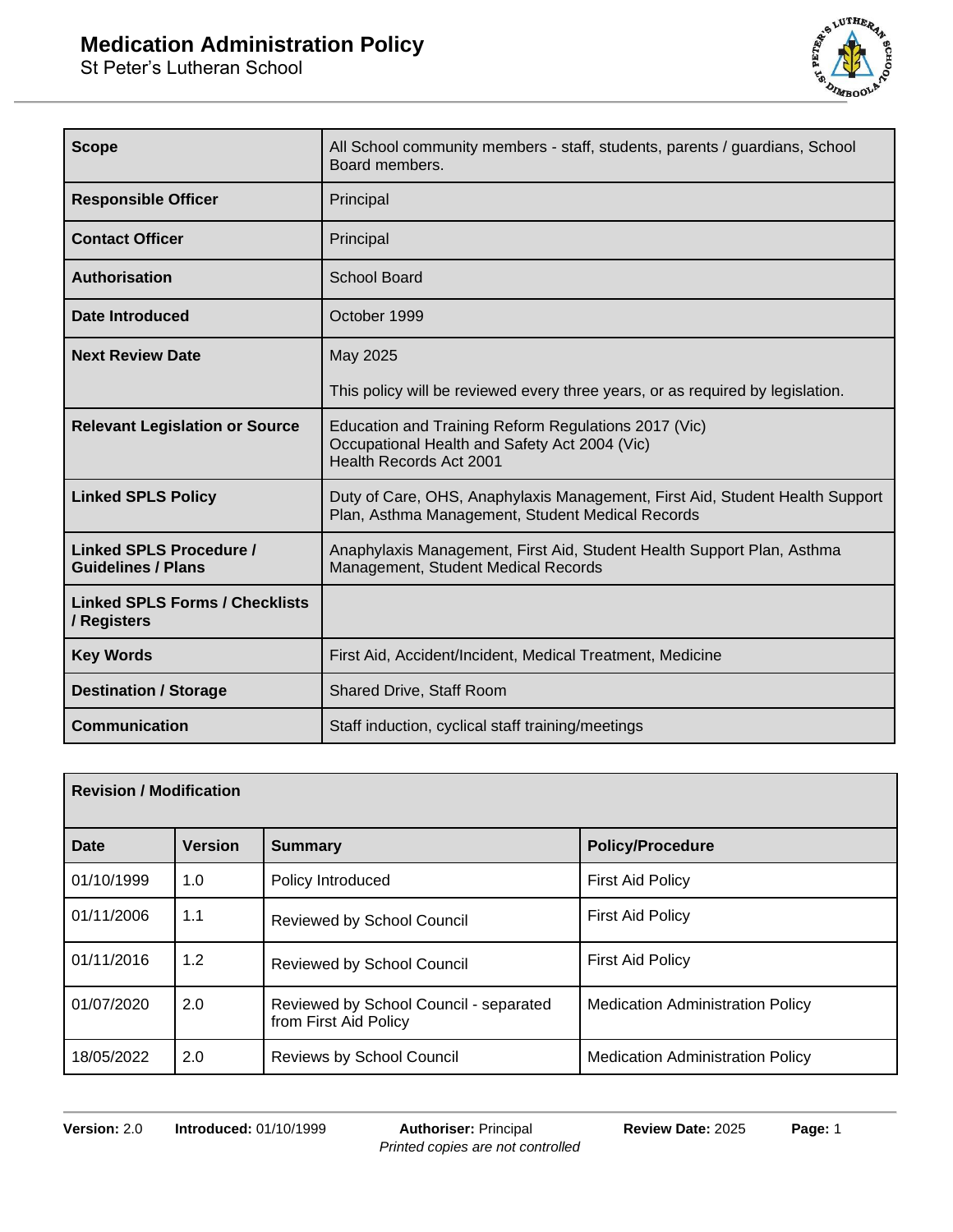# Medication Administration Policy

St Peter's Lutheran School

| | |
|---|---|
| **Scope** | All School community members - staff, students, parents / guardians, School Board members. |
| **Responsible Officer** | Principal |
| **Contact Officer** | Principal |
| **Authorisation** | School Board |
| **Date Introduced** | October 1999 |
| **Next Review Date** | May 2025<br><br>This policy will be reviewed every three years, or as required by legislation. |
| **Relevant Legislation or Source** | Education and Training Reform Regulations 2017 (Vic)<br>Occupational Health and Safety Act 2004 (Vic)<br>Health Records Act 2001 |
| **Linked SPLS Policy** | Duty of Care, OHS, Anaphylaxis Management, First Aid, Student Health Support Plan, Asthma Management, Student Medical Records |
| **Linked SPLS Procedure / Guidelines / Plans** | Anaphylaxis Management, First Aid, Student Health Support Plan, Asthma Management, Student Medical Records |
| **Linked SPLS Forms / Checklists / Registers** | |
| **Key Words** | First Aid, Accident/Incident, Medical Treatment, Medicine |
| **Destination / Storage** | Shared Drive, Staff Room |
| **Communication** | Staff induction, cyclical staff training/meetings |

**Revision / Modification**

| **Date** | **Version** | **Summary** | **Policy/Procedure** |
|---|---|---|---|
| 01/10/1999 | 1.0 | Policy Introduced | First Aid Policy |
| 01/11/2006 | 1.1 | Reviewed by School Council | First Aid Policy |
| 01/11/2016 | 1.2 | Reviewed by School Council | First Aid Policy |
| 01/07/2020 | 2.0 | Reviewed by School Council - separated from First Aid Policy | Medication Administration Policy |
| 18/05/2022 | 2.0 | Reviews by School Council | Medication Administration Policy |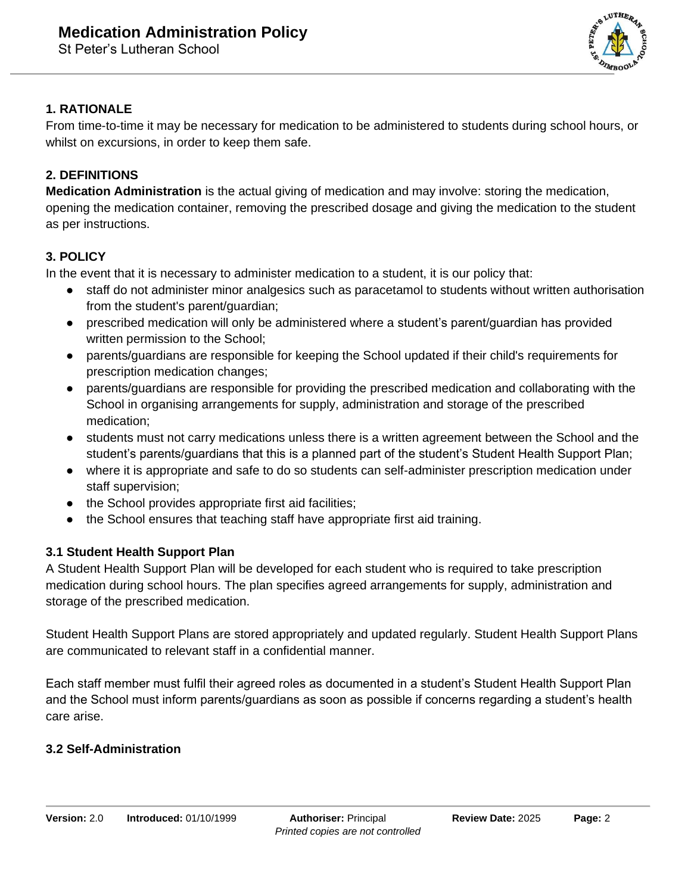## 1. RATIONALE

From time-to-time it may be necessary for medication to be administered to students during school hours, or whilst on excursions, in order to keep them safe.

## 2. DEFINITIONS

**Medication Administration** is the actual giving of medication and may involve: storing the medication, opening the medication container, removing the prescribed dosage and giving the medication to the student as per instructions.

## 3. POLICY

In the event that it is necessary to administer medication to a student, it is our policy that:

- staff do not administer minor analgesics such as paracetamol to students without written authorisation from the student's parent/guardian;
- prescribed medication will only be administered where a student's parent/guardian has provided written permission to the School;
- parents/guardians are responsible for keeping the School updated if their child's requirements for prescription medication changes;
- parents/guardians are responsible for providing the prescribed medication and collaborating with the School in organising arrangements for supply, administration and storage of the prescribed medication;
- students must not carry medications unless there is a written agreement between the School and the student's parents/guardians that this is a planned part of the student's Student Health Support Plan;
- where it is appropriate and safe to do so students can self-administer prescription medication under staff supervision;
- the School provides appropriate first aid facilities;
- the School ensures that teaching staff have appropriate first aid training.

### 3.1 Student Health Support Plan

A Student Health Support Plan will be developed for each student who is required to take prescription medication during school hours. The plan specifies agreed arrangements for supply, administration and storage of the prescribed medication.

Student Health Support Plans are stored appropriately and updated regularly. Student Health Support Plans are communicated to relevant staff in a confidential manner.

Each staff member must fulfil their agreed roles as documented in a student's Student Health Support Plan and the School must inform parents/guardians as soon as possible if concerns regarding a student's health care arise.

### 3.2 Self-Administration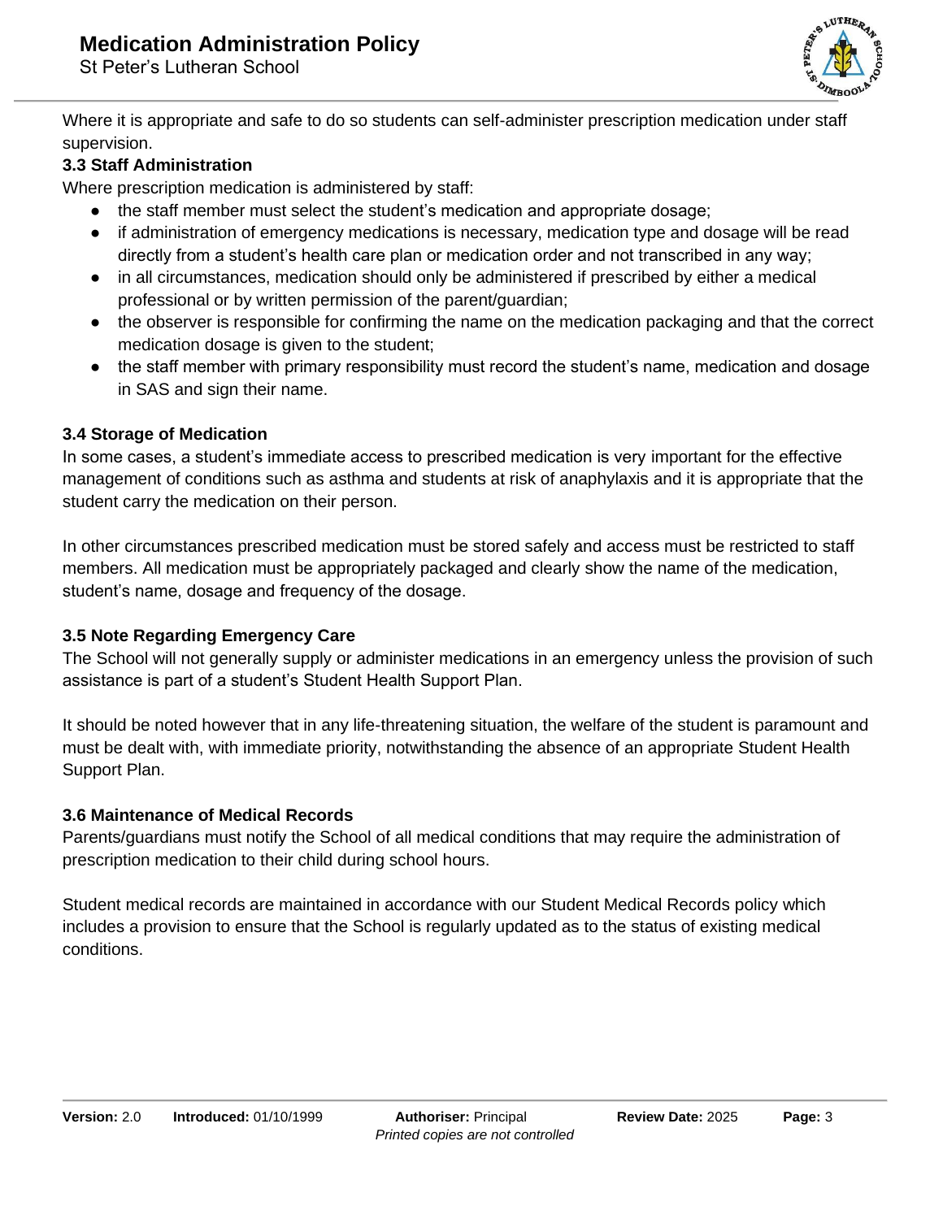Where it is appropriate and safe to do so students can self-administer prescription medication under staff supervision.

### 3.3 Staff Administration

Where prescription medication is administered by staff:

- the staff member must select the student's medication and appropriate dosage;
- if administration of emergency medications is necessary, medication type and dosage will be read directly from a student's health care plan or medication order and not transcribed in any way;
- in all circumstances, medication should only be administered if prescribed by either a medical professional or by written permission of the parent/guardian;
- the observer is responsible for confirming the name on the medication packaging and that the correct medication dosage is given to the student;
- the staff member with primary responsibility must record the student's name, medication and dosage in SAS and sign their name.

### 3.4 Storage of Medication

In some cases, a student's immediate access to prescribed medication is very important for the effective management of conditions such as asthma and students at risk of anaphylaxis and it is appropriate that the student carry the medication on their person.

In other circumstances prescribed medication must be stored safely and access must be restricted to staff members. All medication must be appropriately packaged and clearly show the name of the medication, student's name, dosage and frequency of the dosage.

### 3.5 Note Regarding Emergency Care

The School will not generally supply or administer medications in an emergency unless the provision of such assistance is part of a student's Student Health Support Plan.

It should be noted however that in any life-threatening situation, the welfare of the student is paramount and must be dealt with, with immediate priority, notwithstanding the absence of an appropriate Student Health Support Plan.

### 3.6 Maintenance of Medical Records

Parents/guardians must notify the School of all medical conditions that may require the administration of prescription medication to their child during school hours.

Student medical records are maintained in accordance with our Student Medical Records policy which includes a provision to ensure that the School is regularly updated as to the status of existing medical conditions.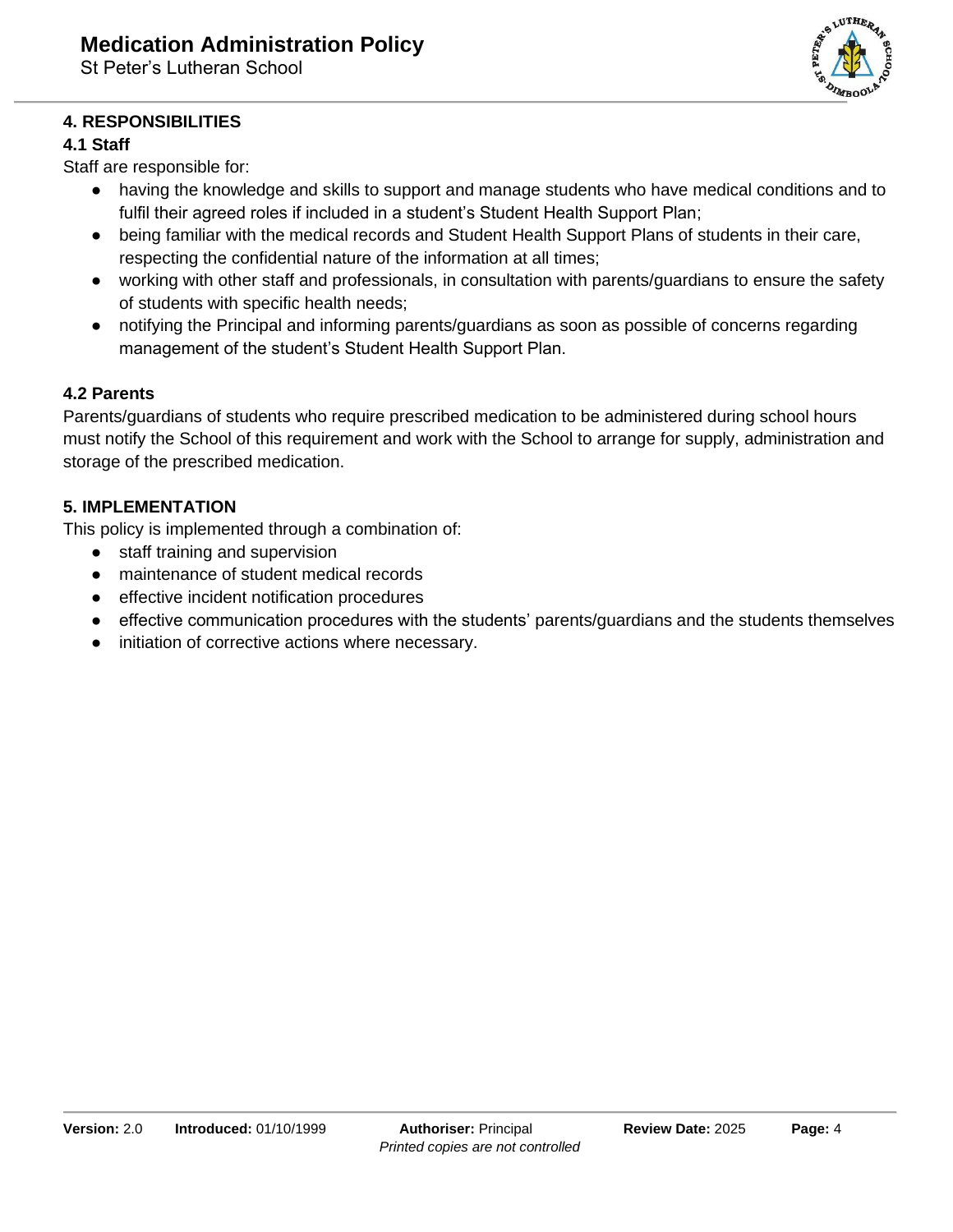## 4. RESPONSIBILITIES

### 4.1 Staff

Staff are responsible for:

- having the knowledge and skills to support and manage students who have medical conditions and to fulfil their agreed roles if included in a student's Student Health Support Plan;
- being familiar with the medical records and Student Health Support Plans of students in their care, respecting the confidential nature of the information at all times;
- working with other staff and professionals, in consultation with parents/guardians to ensure the safety of students with specific health needs;
- notifying the Principal and informing parents/guardians as soon as possible of concerns regarding management of the student's Student Health Support Plan.

### 4.2 Parents

Parents/guardians of students who require prescribed medication to be administered during school hours must notify the School of this requirement and work with the School to arrange for supply, administration and storage of the prescribed medication.

## 5. IMPLEMENTATION

This policy is implemented through a combination of:

- staff training and supervision
- maintenance of student medical records
- effective incident notification procedures
- effective communication procedures with the students' parents/guardians and the students themselves
- initiation of corrective actions where necessary.